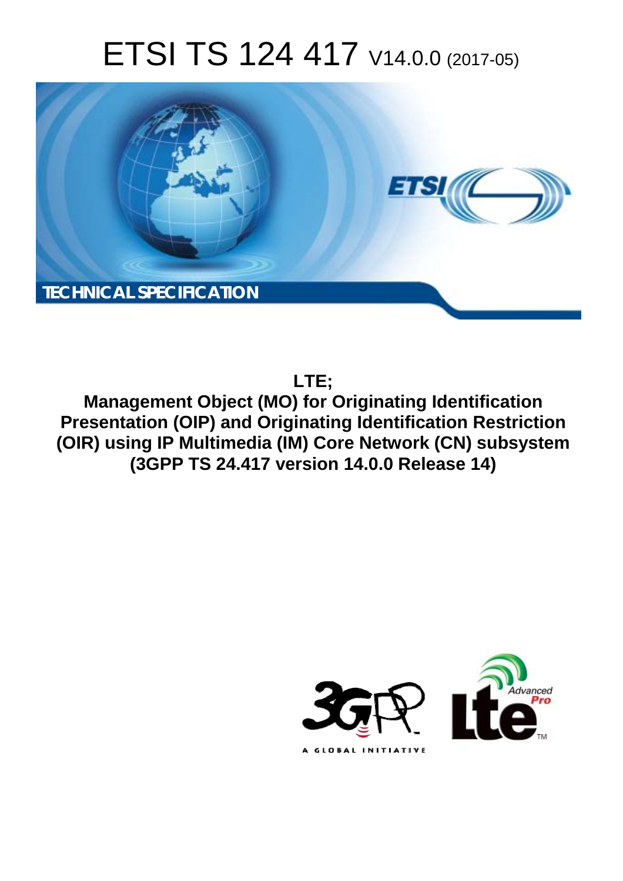# ETSI TS 124 417 V14.0.0 (2017-05)

TECHNICAL SPECIFICATION

**LTE;**
**Management Object (MO) for Originating Identification Presentation (OIP) and Originating Identification Restriction (OIR) using IP Multimedia (IM) Core Network (CN) subsystem (3GPP TS 24.417 version 14.0.0 Release 14)**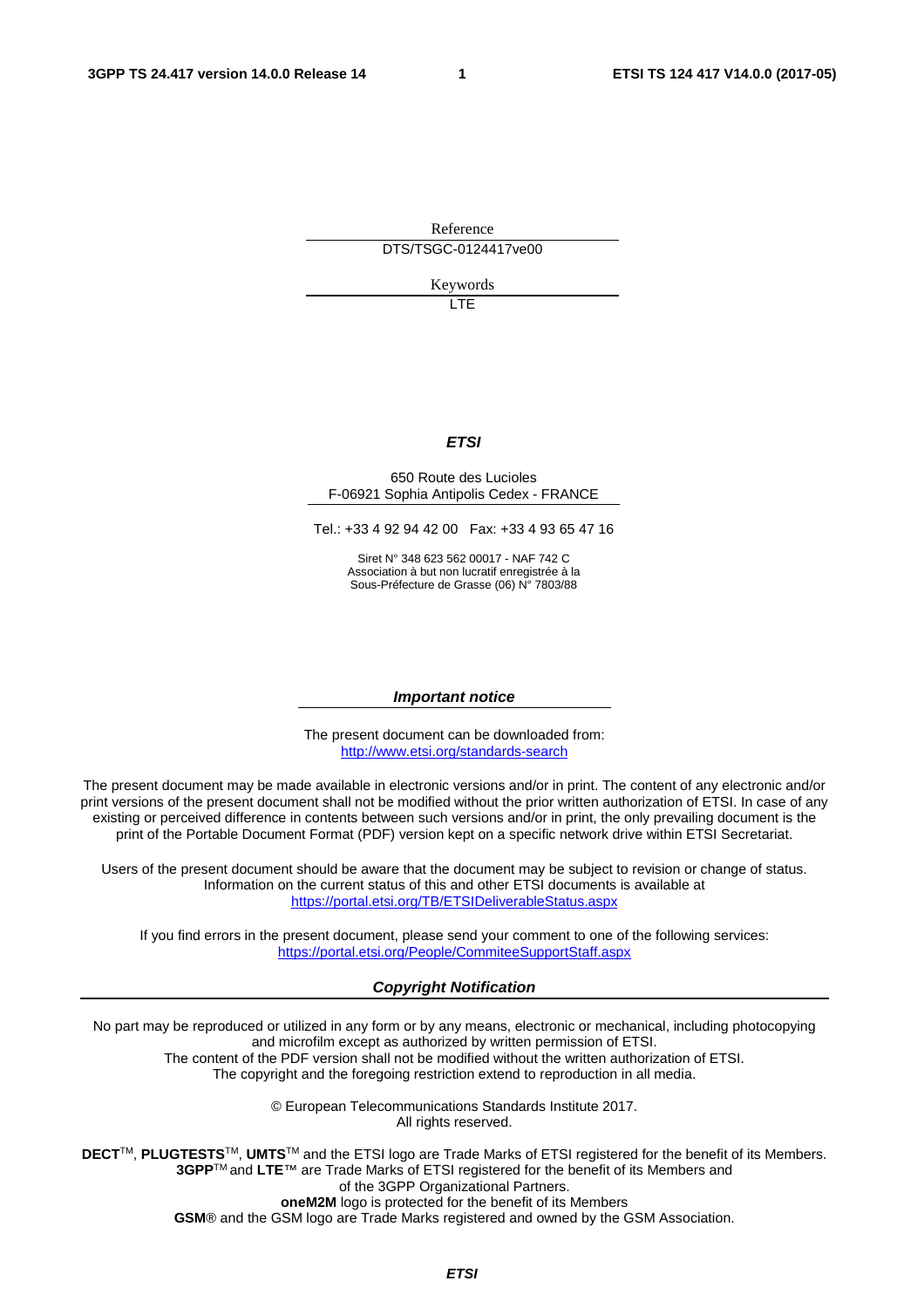Reference

DTS/TSGC-0124417ve00

Keywords

LTE

***ETSI***

650 Route des Lucioles
F-06921 Sophia Antipolis Cedex - FRANCE

Tel.: +33 4 92 94 42 00   Fax: +33 4 93 65 47 16

Siret N° 348 623 562 00017 - NAF 742 C
Association à but non lucratif enregistrée à la
Sous-Préfecture de Grasse (06) N° 7803/88

***Important notice***

The present document can be downloaded from:
http://www.etsi.org/standards-search

The present document may be made available in electronic versions and/or in print. The content of any electronic and/or print versions of the present document shall not be modified without the prior written authorization of ETSI. In case of any existing or perceived difference in contents between such versions and/or in print, the only prevailing document is the print of the Portable Document Format (PDF) version kept on a specific network drive within ETSI Secretariat.

Users of the present document should be aware that the document may be subject to revision or change of status. Information on the current status of this and other ETSI documents is available at
https://portal.etsi.org/TB/ETSIDeliverableStatus.aspx

If you find errors in the present document, please send your comment to one of the following services:
https://portal.etsi.org/People/CommiteeSupportStaff.aspx

***Copyright Notification***

No part may be reproduced or utilized in any form or by any means, electronic or mechanical, including photocopying and microfilm except as authorized by written permission of ETSI.
The content of the PDF version shall not be modified without the written authorization of ETSI.
The copyright and the foregoing restriction extend to reproduction in all media.

© European Telecommunications Standards Institute 2017.
All rights reserved.

**DECT**™, **PLUGTESTS**™, **UMTS**™ and the ETSI logo are Trade Marks of ETSI registered for the benefit of its Members.
**3GPP**™ and **LTE**™ are Trade Marks of ETSI registered for the benefit of its Members and of the 3GPP Organizational Partners.
**oneM2M** logo is protected for the benefit of its Members
**GSM**® and the GSM logo are Trade Marks registered and owned by the GSM Association.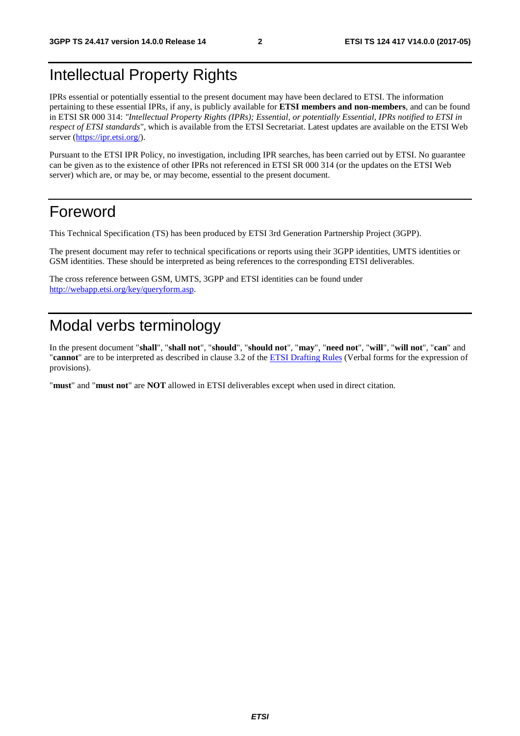# Intellectual Property Rights

IPRs essential or potentially essential to the present document may have been declared to ETSI. The information pertaining to these essential IPRs, if any, is publicly available for **ETSI members and non-members**, and can be found in ETSI SR 000 314: *"Intellectual Property Rights (IPRs); Essential, or potentially Essential, IPRs notified to ETSI in respect of ETSI standards"*, which is available from the ETSI Secretariat. Latest updates are available on the ETSI Web server (https://ipr.etsi.org/).

Pursuant to the ETSI IPR Policy, no investigation, including IPR searches, has been carried out by ETSI. No guarantee can be given as to the existence of other IPRs not referenced in ETSI SR 000 314 (or the updates on the ETSI Web server) which are, or may be, or may become, essential to the present document.

# Foreword

This Technical Specification (TS) has been produced by ETSI 3rd Generation Partnership Project (3GPP).

The present document may refer to technical specifications or reports using their 3GPP identities, UMTS identities or GSM identities. These should be interpreted as being references to the corresponding ETSI deliverables.

The cross reference between GSM, UMTS, 3GPP and ETSI identities can be found under http://webapp.etsi.org/key/queryform.asp.

# Modal verbs terminology

In the present document "**shall**", "**shall not**", "**should**", "**should not**", "**may**", "**need not**", "**will**", "**will not**", "**can**" and "**cannot**" are to be interpreted as described in clause 3.2 of the ETSI Drafting Rules (Verbal forms for the expression of provisions).

"**must**" and "**must not**" are **NOT** allowed in ETSI deliverables except when used in direct citation.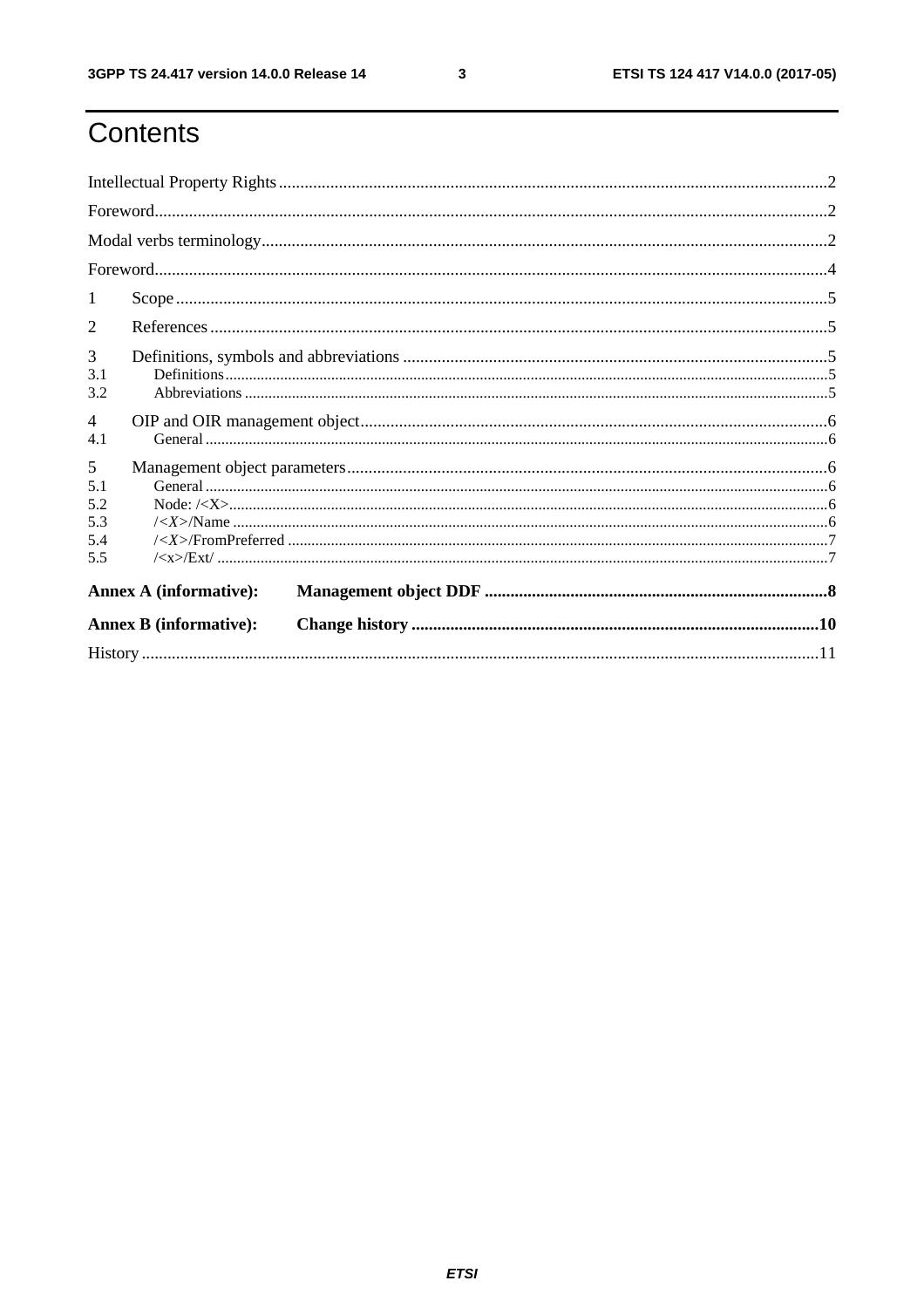# Contents

Intellectual Property Rights .......... 2

Foreword .......... 2

Modal verbs terminology .......... 2

Foreword .......... 4

1 Scope .......... 5

2 References .......... 5

3 Definitions, symbols and abbreviations .......... 5

3.1 Definitions .......... 5

3.2 Abbreviations .......... 5

4 OIP and OIR management object .......... 6

4.1 General .......... 6

5 Management object parameters .......... 6

5.1 General .......... 6

5.2 Node: /<X> .......... 6

5.3 /<X>/Name .......... 6

5.4 /<X>/FromPreferred .......... 7

5.5 /<x>/Ext/ .......... 7

**Annex A (informative): Management object DDF .......... 8**

**Annex B (informative): Change history .......... 10**

History .......... 11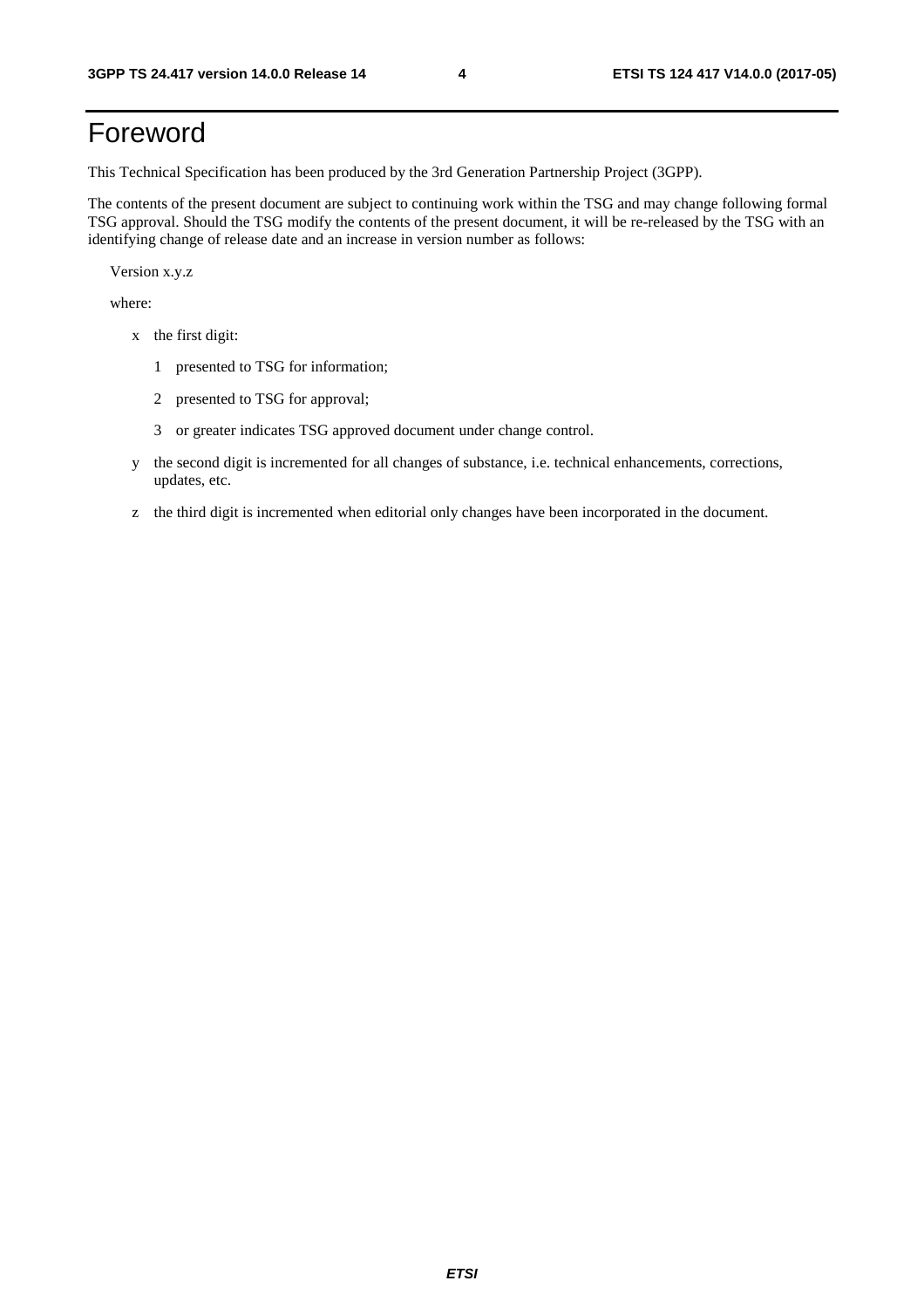# Foreword

This Technical Specification has been produced by the 3rd Generation Partnership Project (3GPP).

The contents of the present document are subject to continuing work within the TSG and may change following formal TSG approval. Should the TSG modify the contents of the present document, it will be re-released by the TSG with an identifying change of release date and an increase in version number as follows:

Version x.y.z

where:

- x the first digit:
  - 1 presented to TSG for information;
  - 2 presented to TSG for approval;
  - 3 or greater indicates TSG approved document under change control.
- y the second digit is incremented for all changes of substance, i.e. technical enhancements, corrections, updates, etc.
- z the third digit is incremented when editorial only changes have been incorporated in the document.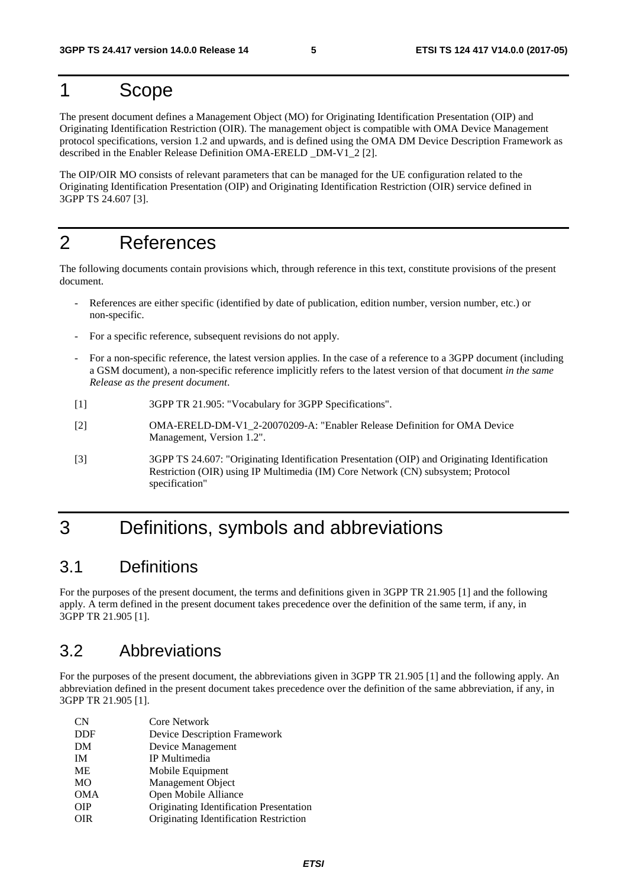# 1 Scope

The present document defines a Management Object (MO) for Originating Identification Presentation (OIP) and Originating Identification Restriction (OIR). The management object is compatible with OMA Device Management protocol specifications, version 1.2 and upwards, and is defined using the OMA DM Device Description Framework as described in the Enabler Release Definition OMA-ERELD _DM-V1_2 [2].

The OIP/OIR MO consists of relevant parameters that can be managed for the UE configuration related to the Originating Identification Presentation (OIP) and Originating Identification Restriction (OIR) service defined in 3GPP TS 24.607 [3].

# 2 References

The following documents contain provisions which, through reference in this text, constitute provisions of the present document.

- References are either specific (identified by date of publication, edition number, version number, etc.) or non-specific.
- For a specific reference, subsequent revisions do not apply.
- For a non-specific reference, the latest version applies. In the case of a reference to a 3GPP document (including a GSM document), a non-specific reference implicitly refers to the latest version of that document *in the same Release as the present document*.

[1] 3GPP TR 21.905: "Vocabulary for 3GPP Specifications".

[2] OMA-ERELD-DM-V1_2-20070209-A: "Enabler Release Definition for OMA Device Management, Version 1.2".

[3] 3GPP TS 24.607: "Originating Identification Presentation (OIP) and Originating Identification Restriction (OIR) using IP Multimedia (IM) Core Network (CN) subsystem; Protocol specification"

# 3 Definitions, symbols and abbreviations

## 3.1 Definitions

For the purposes of the present document, the terms and definitions given in 3GPP TR 21.905 [1] and the following apply. A term defined in the present document takes precedence over the definition of the same term, if any, in 3GPP TR 21.905 [1].

## 3.2 Abbreviations

For the purposes of the present document, the abbreviations given in 3GPP TR 21.905 [1] and the following apply. An abbreviation defined in the present document takes precedence over the definition of the same abbreviation, if any, in 3GPP TR 21.905 [1].

| | |
|---|---|
| CN | Core Network |
| DDF | Device Description Framework |
| DM | Device Management |
| IM | IP Multimedia |
| ME | Mobile Equipment |
| MO | Management Object |
| OMA | Open Mobile Alliance |
| OIP | Originating Identification Presentation |
| OIR | Originating Identification Restriction |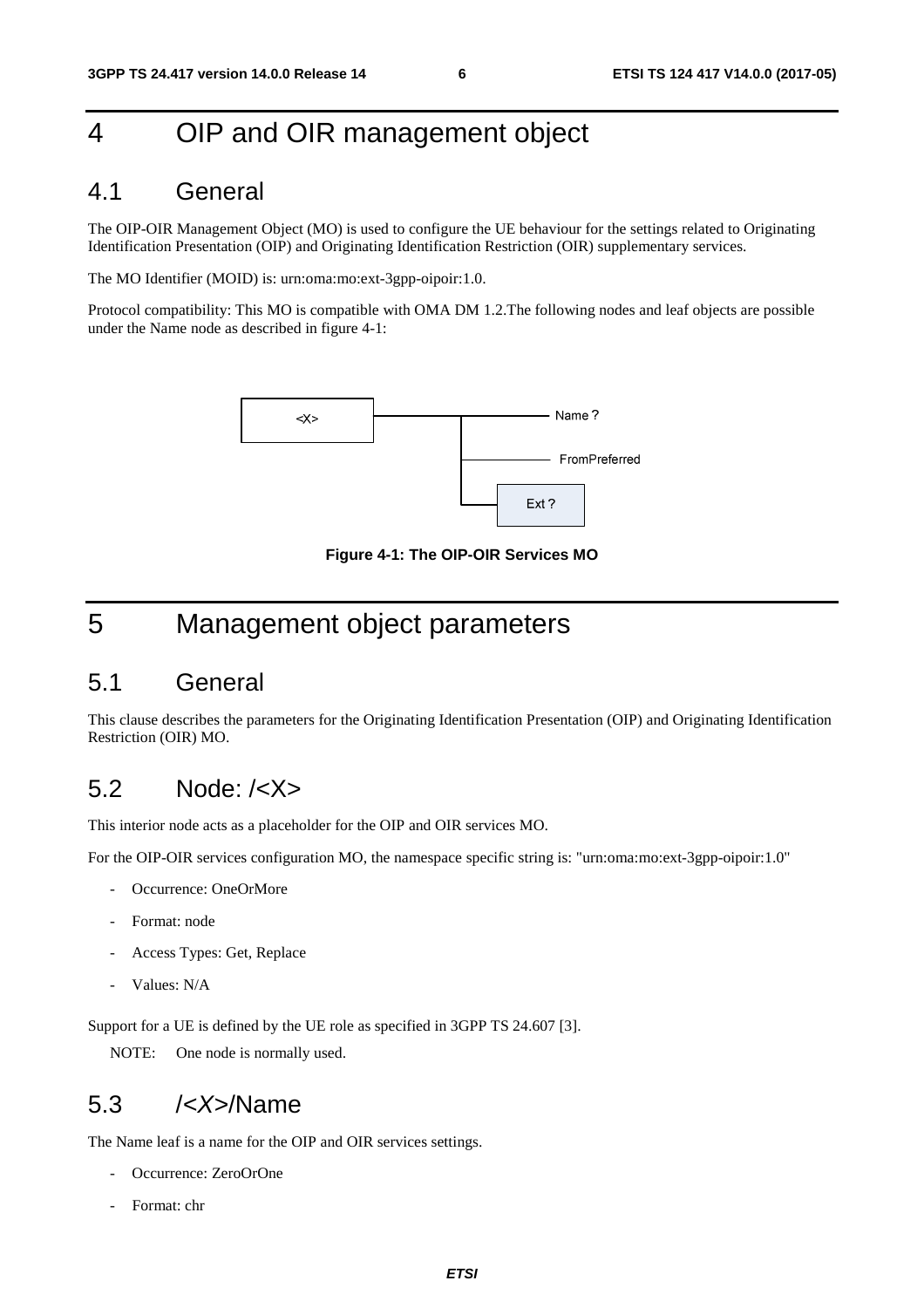# 4 OIP and OIR management object

## 4.1 General

The OIP-OIR Management Object (MO) is used to configure the UE behaviour for the settings related to Originating Identification Presentation (OIP) and Originating Identification Restriction (OIR) supplementary services.

The MO Identifier (MOID) is: urn:oma:mo:ext-3gpp-oipoir:1.0.

Protocol compatibility: This MO is compatible with OMA DM 1.2.The following nodes and leaf objects are possible under the Name node as described in figure 4-1:

```
<X> ──┬── Name ?
      ├── FromPreferred
      └── Ext ?
```

**Figure 4-1: The OIP-OIR Services MO**

# 5 Management object parameters

## 5.1 General

This clause describes the parameters for the Originating Identification Presentation (OIP) and Originating Identification Restriction (OIR) MO.

## 5.2 Node: /<X>

This interior node acts as a placeholder for the OIP and OIR services MO.

For the OIP-OIR services configuration MO, the namespace specific string is: "urn:oma:mo:ext-3gpp-oipoir:1.0"

- Occurrence: OneOrMore
- Format: node
- Access Types: Get, Replace
- Values: N/A

Support for a UE is defined by the UE role as specified in 3GPP TS 24.607 [3].

NOTE: One node is normally used.

## 5.3 /<X>/Name

The Name leaf is a name for the OIP and OIR services settings.

- Occurrence: ZeroOrOne
- Format: chr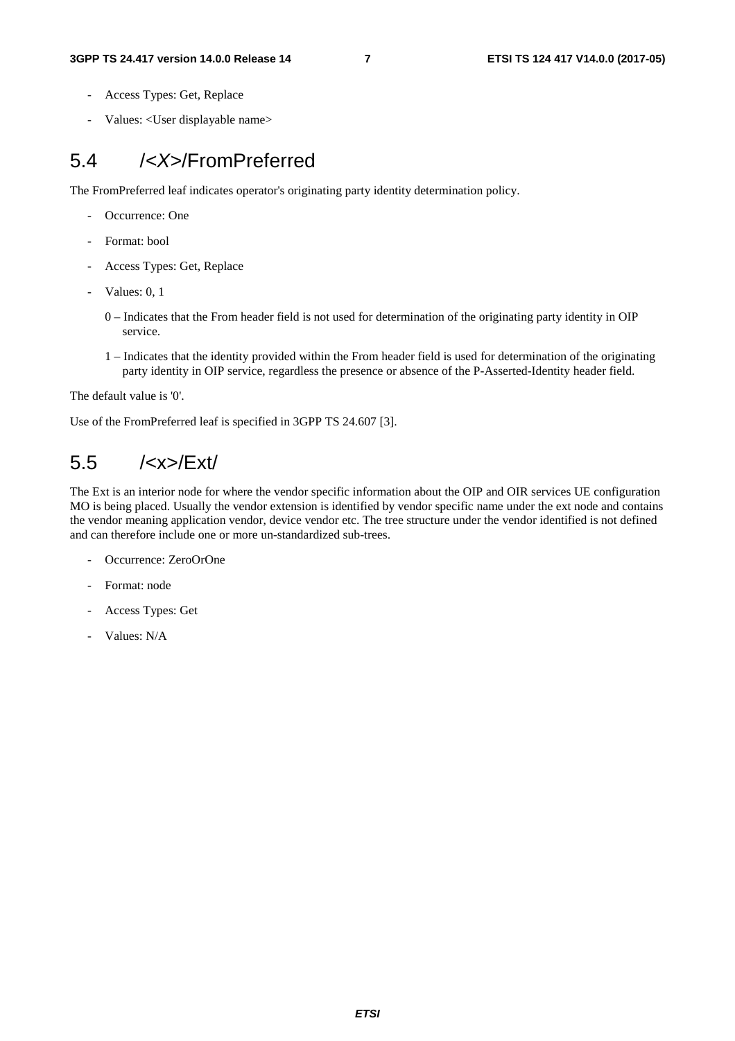- Access Types: Get, Replace
- Values: <User displayable name>

## 5.4 /<X>/FromPreferred

The FromPreferred leaf indicates operator's originating party identity determination policy.

- Occurrence: One
- Format: bool
- Access Types: Get, Replace
- Values: 0, 1

  0 – Indicates that the From header field is not used for determination of the originating party identity in OIP service.

  1 – Indicates that the identity provided within the From header field is used for determination of the originating party identity in OIP service, regardless the presence or absence of the P-Asserted-Identity header field.

The default value is '0'.

Use of the FromPreferred leaf is specified in 3GPP TS 24.607 [3].

## 5.5 /<x>/Ext/

The Ext is an interior node for where the vendor specific information about the OIP and OIR services UE configuration MO is being placed. Usually the vendor extension is identified by vendor specific name under the ext node and contains the vendor meaning application vendor, device vendor etc. The tree structure under the vendor identified is not defined and can therefore include one or more un-standardized sub-trees.

- Occurrence: ZeroOrOne
- Format: node
- Access Types: Get
- Values: N/A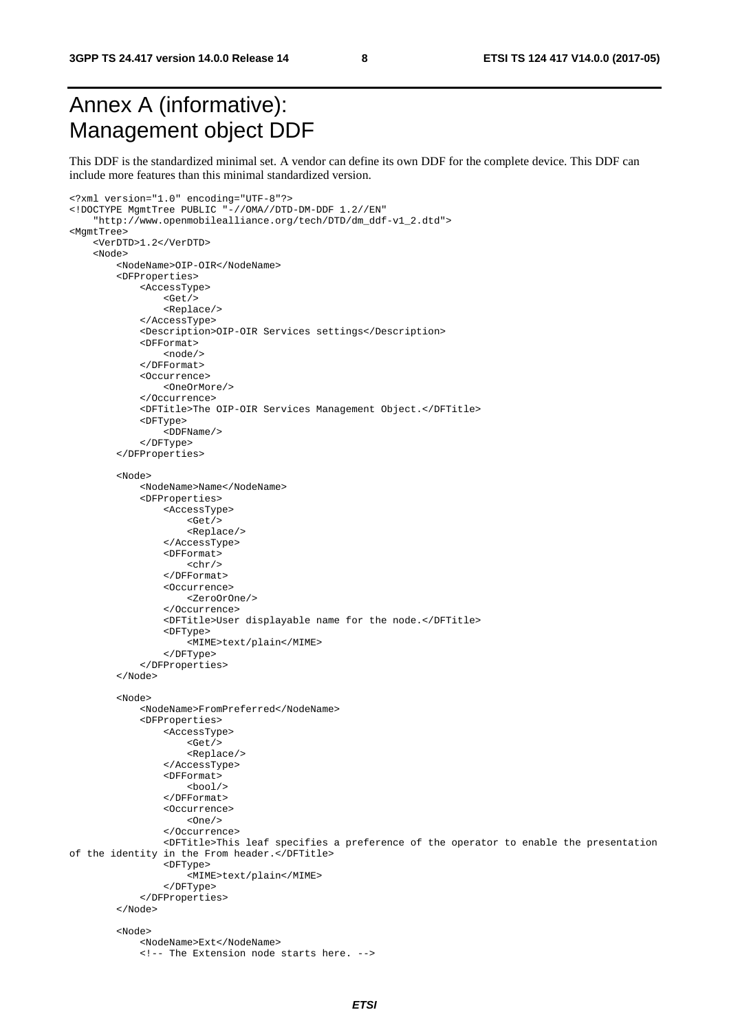# Annex A (informative): Management object DDF

This DDF is the standardized minimal set. A vendor can define its own DDF for the complete device. This DDF can include more features than this minimal standardized version.

```
<?xml version="1.0" encoding="UTF-8"?>
<!DOCTYPE MgmtTree PUBLIC "-//OMA//DTD-DM-DDF 1.2//EN"
    "http://www.openmobilealliance.org/tech/DTD/dm_ddf-v1_2.dtd">
<MgmtTree>
    <VerDTD>1.2</VerDTD>
    <Node>
        <NodeName>OIP-OIR</NodeName>
        <DFProperties>
            <AccessType>
                <Get/>
                <Replace/>
            </AccessType>
            <Description>OIP-OIR Services settings</Description>
            <DFFormat>
                <node/>
            </DFFormat>
            <Occurrence>
                <OneOrMore/>
            </Occurrence>
            <DFTitle>The OIP-OIR Services Management Object.</DFTitle>
            <DFType>
                <DDFName/>
            </DFType>
        </DFProperties>

        <Node>
            <NodeName>Name</NodeName>
            <DFProperties>
                <AccessType>
                    <Get/>
                    <Replace/>
                </AccessType>
                <DFFormat>
                    <chr/>
                </DFFormat>
                <Occurrence>
                    <ZeroOrOne/>
                </Occurrence>
                <DFTitle>User displayable name for the node.</DFTitle>
                <DFType>
                    <MIME>text/plain</MIME>
                </DFType>
            </DFProperties>
        </Node>

        <Node>
            <NodeName>FromPreferred</NodeName>
            <DFProperties>
                <AccessType>
                    <Get/>
                    <Replace/>
                </AccessType>
                <DFFormat>
                    <bool/>
                </DFFormat>
                <Occurrence>
                    <One/>
                </Occurrence>
                <DFTitle>This leaf specifies a preference of the operator to enable the presentation
of the identity in the From header.</DFTitle>
                <DFType>
                    <MIME>text/plain</MIME>
                </DFType>
            </DFProperties>
        </Node>

        <Node>
            <NodeName>Ext</NodeName>
            <!-- The Extension node starts here. -->
```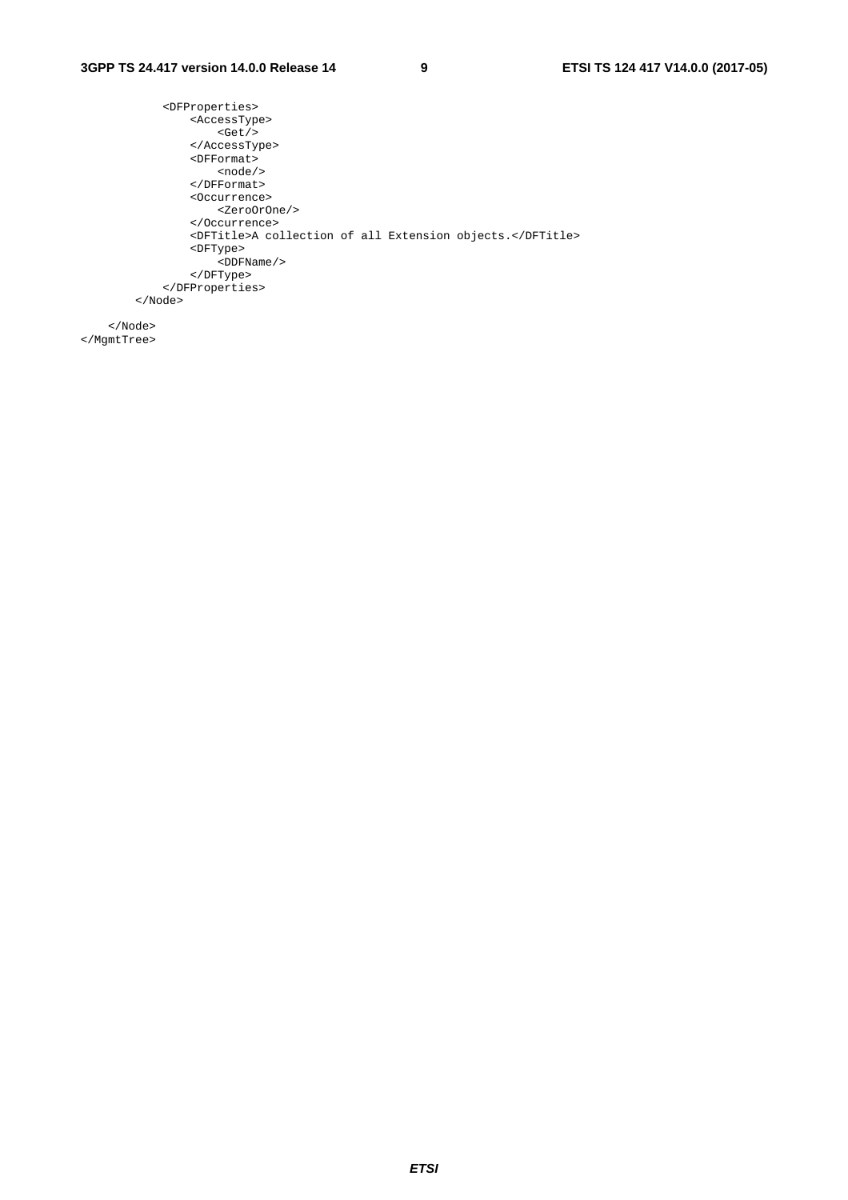```
            <DFProperties>
                <AccessType>
                    <Get/>
                </AccessType>
                <DFFormat>
                    <node/>
                </DFFormat>
                <Occurrence>
                    <ZeroOrOne/>
                </Occurrence>
                <DFTitle>A collection of all Extension objects.</DFTitle>
                <DFType>
                    <DDFName/>
                </DFType>
            </DFProperties>
        </Node>

    </Node>
</MgmtTree>
```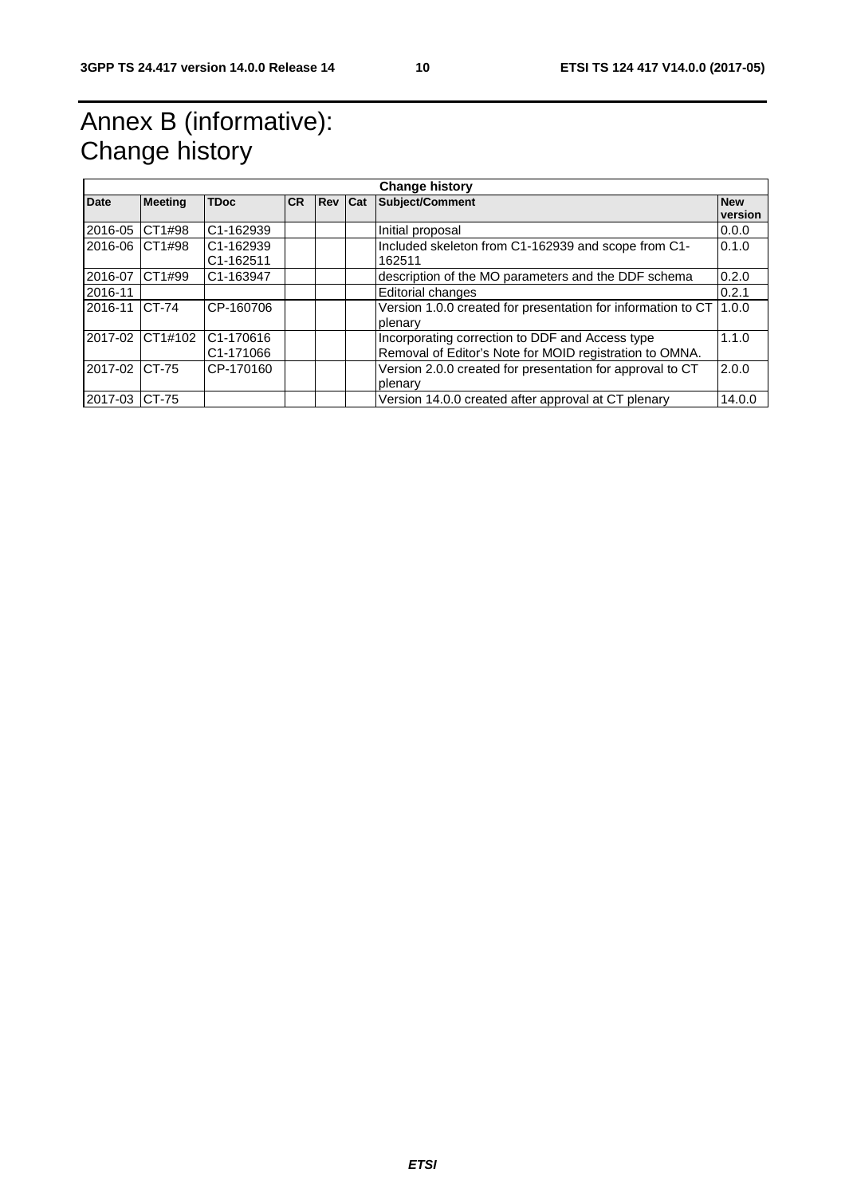# Annex B (informative): Change history

| Change history | | | | | | | |
|---|---|---|---|---|---|---|---|
| **Date** | **Meeting** | **TDoc** | **CR** | **Rev** | **Cat** | **Subject/Comment** | **New version** |
| 2016-05 | CT1#98 | C1-162939 | | | | Initial proposal | 0.0.0 |
| 2016-06 | CT1#98 | C1-162939 C1-162511 | | | | Included skeleton from C1-162939 and scope from C1-162511 | 0.1.0 |
| 2016-07 | CT1#99 | C1-163947 | | | | description of the MO parameters and the DDF schema | 0.2.0 |
| 2016-11 | | | | | | Editorial changes | 0.2.1 |
| 2016-11 | CT-74 | CP-160706 | | | | Version 1.0.0 created for presentation for information to CT plenary | 1.0.0 |
| 2017-02 | CT1#102 | C1-170616 C1-171066 | | | | Incorporating correction to DDF and Access type Removal of Editor's Note for MOID registration to OMNA. | 1.1.0 |
| 2017-02 | CT-75 | CP-170160 | | | | Version 2.0.0 created for presentation for approval to CT plenary | 2.0.0 |
| 2017-03 | CT-75 | | | | | Version 14.0.0 created after approval at CT plenary | 14.0.0 |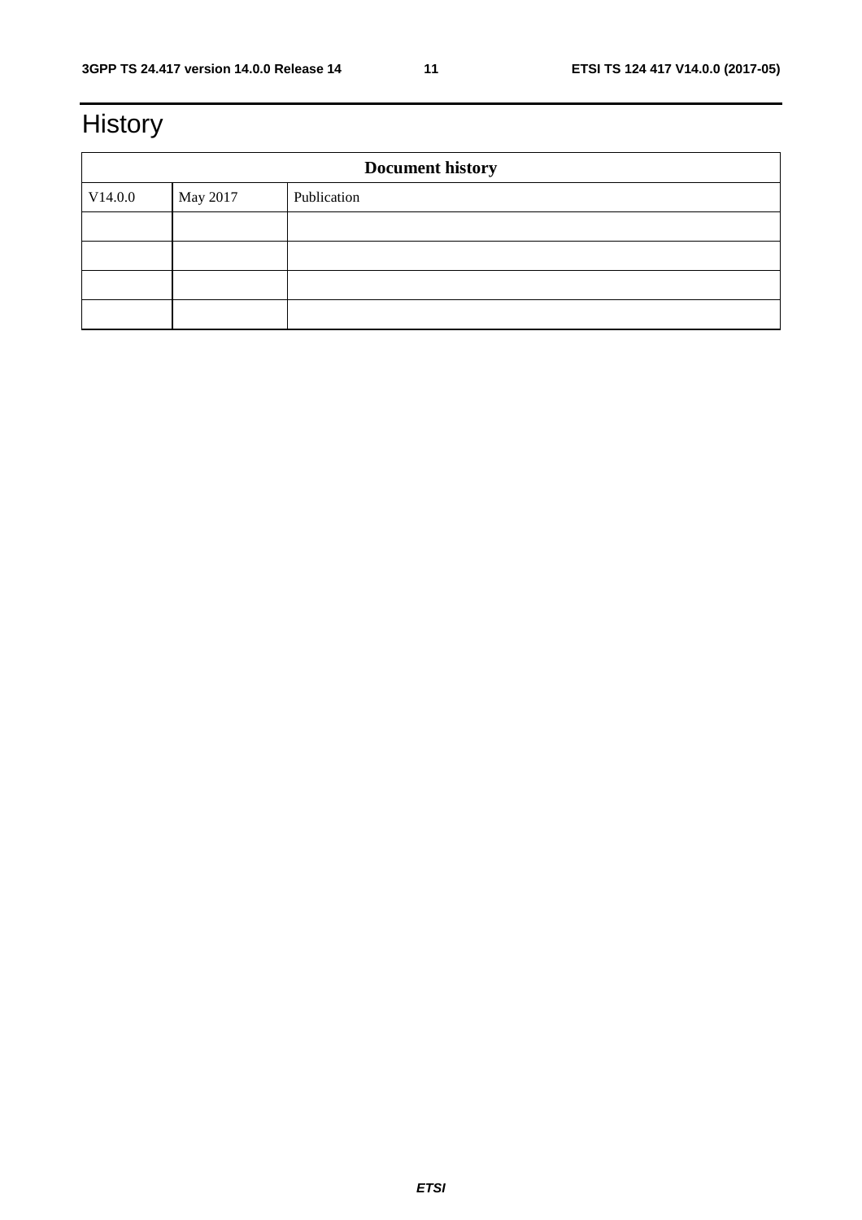# History

| Document history | | |
|---|---|---|
| V14.0.0 | May 2017 | Publication |
| | | |
| | | |
| | | |
| | | |